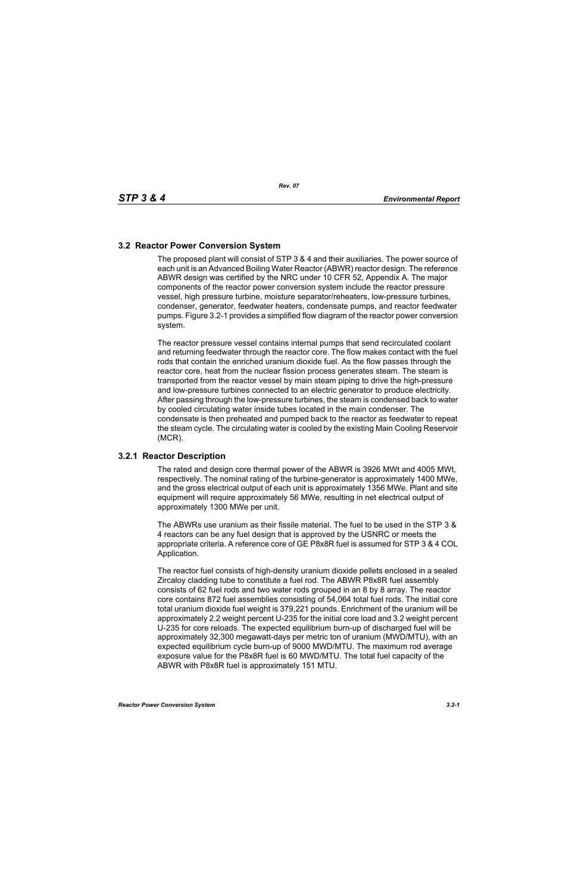## 3.2 Reactor Power Conversion System

The proposed plant will consist of STP 3 & 4 and their auxiliaries. The power source of each unit is an Advanced Boiling Water Reactor (ABWR) reactor design. The reference ABWR design was certified by the NRC under 10 CFR 52, Appendix A. The major components of the reactor power conversion system include the reactor pressure vessel, high pressure turbine, moisture separator/reheaters, low-pressure turbines, condenser, generator, feedwater heaters, condensate pumps, and reactor feedwater pumps. Figure 3.2-1 provides a simplified flow diagram of the reactor power conversion system.

The reactor pressure vessel contains internal pumps that send recirculated coolant and returning feedwater through the reactor core. The flow makes contact with the fuel rods that contain the enriched uranium dioxide fuel. As the flow passes through the reactor core, heat from the nuclear fission process generates steam. The steam is transported from the reactor vessel by main steam piping to drive the high-pressure and low-pressure turbines connected to an electric generator to produce electricity. After passing through the low-pressure turbines, the steam is condensed back to water by cooled circulating water inside tubes located in the main condenser. The condensate is then preheated and pumped back to the reactor as feedwater to repeat the steam cycle. The circulating water is cooled by the existing Main Cooling Reservoir (MCR).

### 3.2.1 Reactor Description

The rated and design core thermal power of the ABWR is 3926 MWt and 4005 MWt, respectively. The nominal rating of the turbine-generator is approximately 1400 MWe, and the gross electrical output of each unit is approximately 1356 MWe. Plant and site equipment will require approximately 56 MWe, resulting in net electrical output of approximately 1300 MWe per unit.

The ABWRs use uranium as their fissile material. The fuel to be used in the STP 3 & 4 reactors can be any fuel design that is approved by the USNRC or meets the appropriate criteria. A reference core of GE P8x8R fuel is assumed for STP 3 & 4 COL Application.

The reactor fuel consists of high-density uranium dioxide pellets enclosed in a sealed Zircaloy cladding tube to constitute a fuel rod. The ABWR P8x8R fuel assembly consists of 62 fuel rods and two water rods grouped in an 8 by 8 array. The reactor core contains 872 fuel assemblies consisting of 54,064 total fuel rods. The initial core total uranium dioxide fuel weight is 379,221 pounds. Enrichment of the uranium will be approximately 2.2 weight percent U-235 for the initial core load and 3.2 weight percent U-235 for core reloads. The expected equilibrium burn-up of discharged fuel will be approximately 32,300 megawatt-days per metric ton of uranium (MWD/MTU), with an expected equilibrium cycle burn-up of 9000 MWD/MTU. The maximum rod average exposure value for the P8x8R fuel is 60 MWD/MTU. The total fuel capacity of the ABWR with P8x8R fuel is approximately 151 MTU.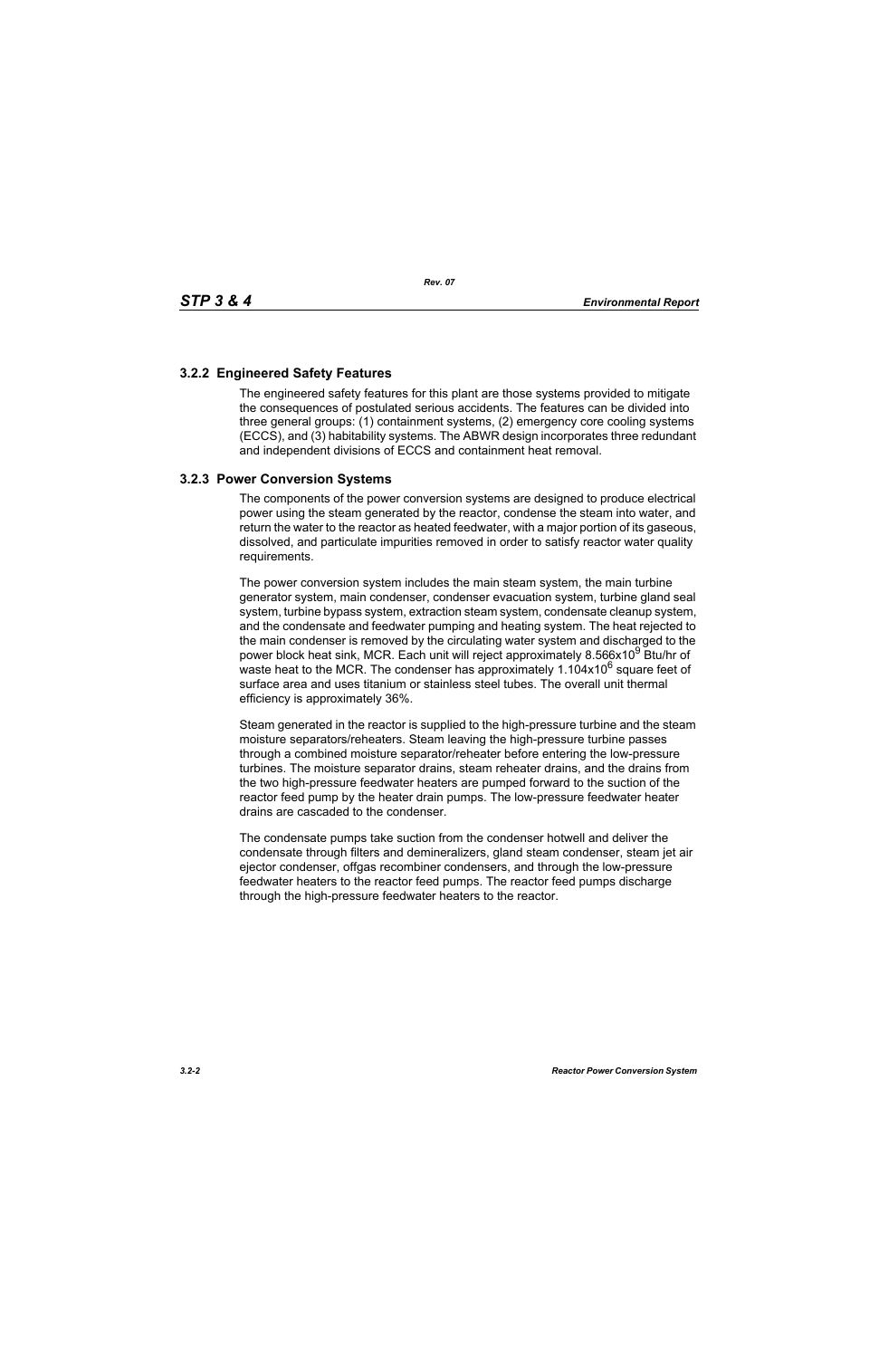### 3.2.2 Engineered Safety Features

The engineered safety features for this plant are those systems provided to mitigate the consequences of postulated serious accidents. The features can be divided into three general groups: (1) containment systems, (2) emergency core cooling systems (ECCS), and (3) habitability systems. The ABWR design incorporates three redundant and independent divisions of ECCS and containment heat removal.

### 3.2.3 Power Conversion Systems

The components of the power conversion systems are designed to produce electrical power using the steam generated by the reactor, condense the steam into water, and return the water to the reactor as heated feedwater, with a major portion of its gaseous, dissolved, and particulate impurities removed in order to satisfy reactor water quality requirements.

The power conversion system includes the main steam system, the main turbine generator system, main condenser, condenser evacuation system, turbine gland seal system, turbine bypass system, extraction steam system, condensate cleanup system, and the condensate and feedwater pumping and heating system. The heat rejected to the main condenser is removed by the circulating water system and discharged to the power block heat sink, MCR. Each unit will reject approximately $8.566 \times 10^9$ Btu/hr of waste heat to the MCR. The condenser has approximately $1.104 \times 10^6$ square feet of surface area and uses titanium or stainless steel tubes. The overall unit thermal efficiency is approximately 36%.

Steam generated in the reactor is supplied to the high-pressure turbine and the steam moisture separators/reheaters. Steam leaving the high-pressure turbine passes through a combined moisture separator/reheater before entering the low-pressure turbines. The moisture separator drains, steam reheater drains, and the drains from the two high-pressure feedwater heaters are pumped forward to the suction of the reactor feed pump by the heater drain pumps. The low-pressure feedwater heater drains are cascaded to the condenser.

The condensate pumps take suction from the condenser hotwell and deliver the condensate through filters and demineralizers, gland steam condenser, steam jet air ejector condenser, offgas recombiner condensers, and through the low-pressure feedwater heaters to the reactor feed pumps. The reactor feed pumps discharge through the high-pressure feedwater heaters to the reactor.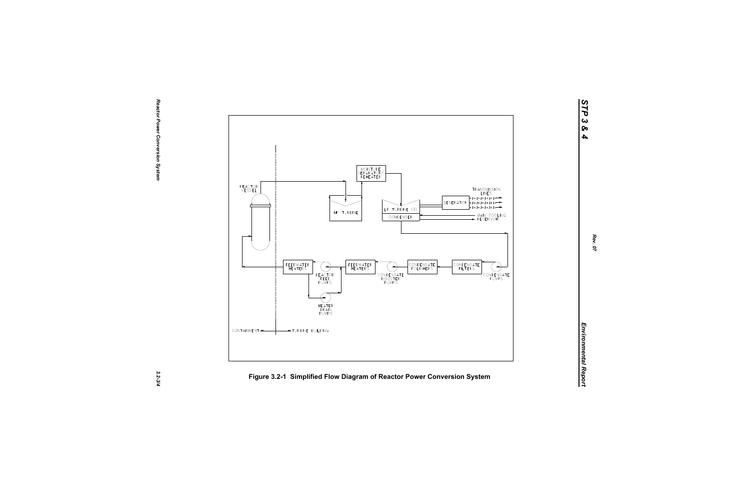REACTOR VESSEL

MOISTURE SEPARATOR/ REHEATER

HP TURBINE

LP TURBINE (3)

CONDENSER

GENERATOR

TRANSMISSION LINES

MAIN COOLING RESERVOIR

FEEDWATER HEATERS

REACTOR FEED PUMPS

FEEDWATER HEATERS

CONDENSATE BOOSTER PUMPS

CONDENSATE POLISHERS

CONDENSATE FILTERS

CONDENSATE PUMPS

HEATER DRAIN PUMPS

CONTAINMENT

TURBINE BUILDING

Figure 3.2-1 Simplified Flow Diagram of Reactor Power Conversion System